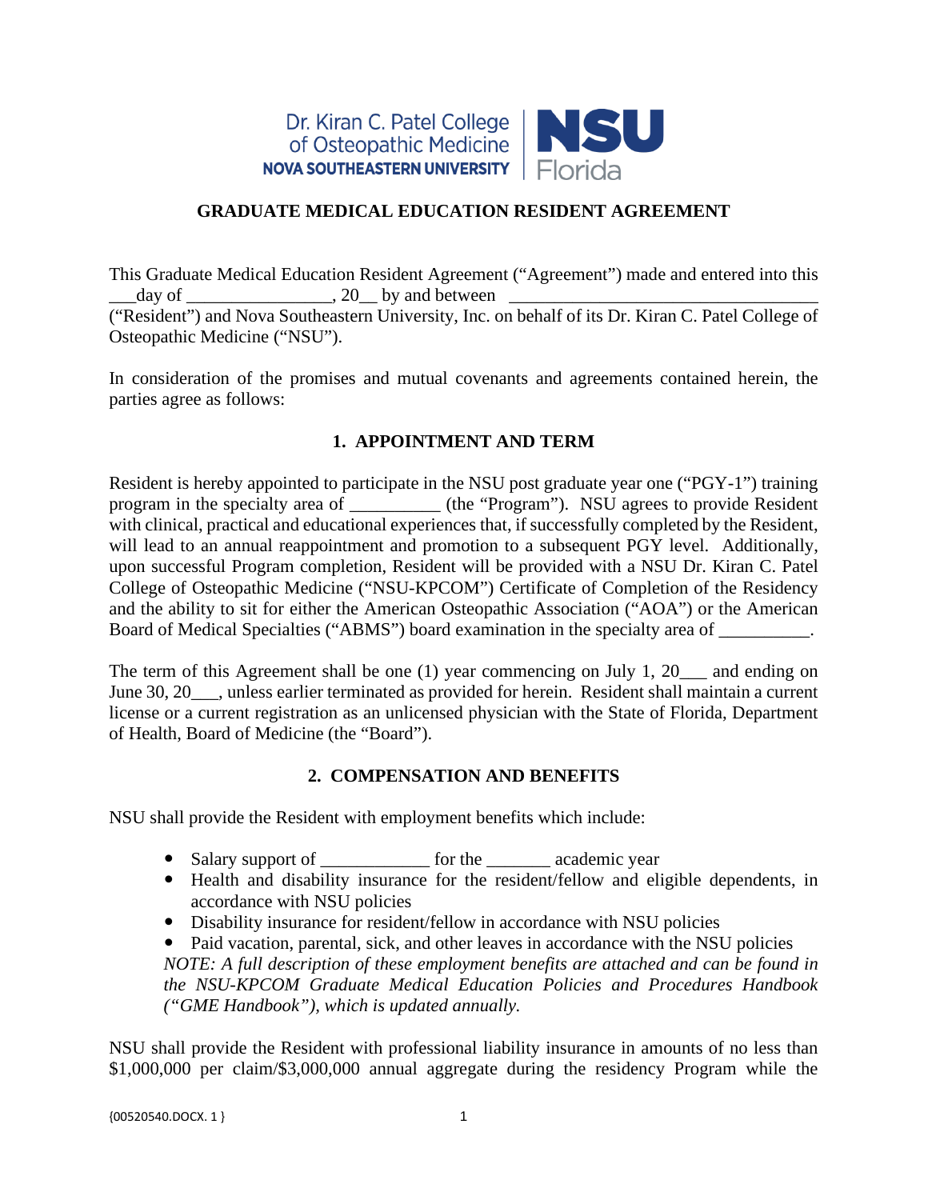Dr. Kiran C. Patel College of Osteopathic Medicine
NOVA SOUTHEASTERN UNIVERSITY | NSU Florida

## GRADUATE MEDICAL EDUCATION RESIDENT AGREEMENT

This Graduate Medical Education Resident Agreement ("Agreement") made and entered into this ___day of ________________, 20__ by and between __________________________________ ("Resident") and Nova Southeastern University, Inc. on behalf of its Dr. Kiran C. Patel College of Osteopathic Medicine ("NSU").

In consideration of the promises and mutual covenants and agreements contained herein, the parties agree as follows:

### 1. APPOINTMENT AND TERM

Resident is hereby appointed to participate in the NSU post graduate year one ("PGY-1") training program in the specialty area of __________ (the "Program"). NSU agrees to provide Resident with clinical, practical and educational experiences that, if successfully completed by the Resident, will lead to an annual reappointment and promotion to a subsequent PGY level. Additionally, upon successful Program completion, Resident will be provided with a NSU Dr. Kiran C. Patel College of Osteopathic Medicine ("NSU-KPCOM") Certificate of Completion of the Residency and the ability to sit for either the American Osteopathic Association ("AOA") or the American Board of Medical Specialties ("ABMS") board examination in the specialty area of __________.

The term of this Agreement shall be one (1) year commencing on July 1, 20___ and ending on June 30, 20___, unless earlier terminated as provided for herein. Resident shall maintain a current license or a current registration as an unlicensed physician with the State of Florida, Department of Health, Board of Medicine (the "Board").

### 2. COMPENSATION AND BENEFITS

NSU shall provide the Resident with employment benefits which include:

- Salary support of ____________ for the _______ academic year
- Health and disability insurance for the resident/fellow and eligible dependents, in accordance with NSU policies
- Disability insurance for resident/fellow in accordance with NSU policies
- Paid vacation, parental, sick, and other leaves in accordance with the NSU policies

*NOTE: A full description of these employment benefits are attached and can be found in the NSU-KPCOM Graduate Medical Education Policies and Procedures Handbook ("GME Handbook"), which is updated annually.*

NSU shall provide the Resident with professional liability insurance in amounts of no less than $1,000,000 per claim/$3,000,000 annual aggregate during the residency Program while the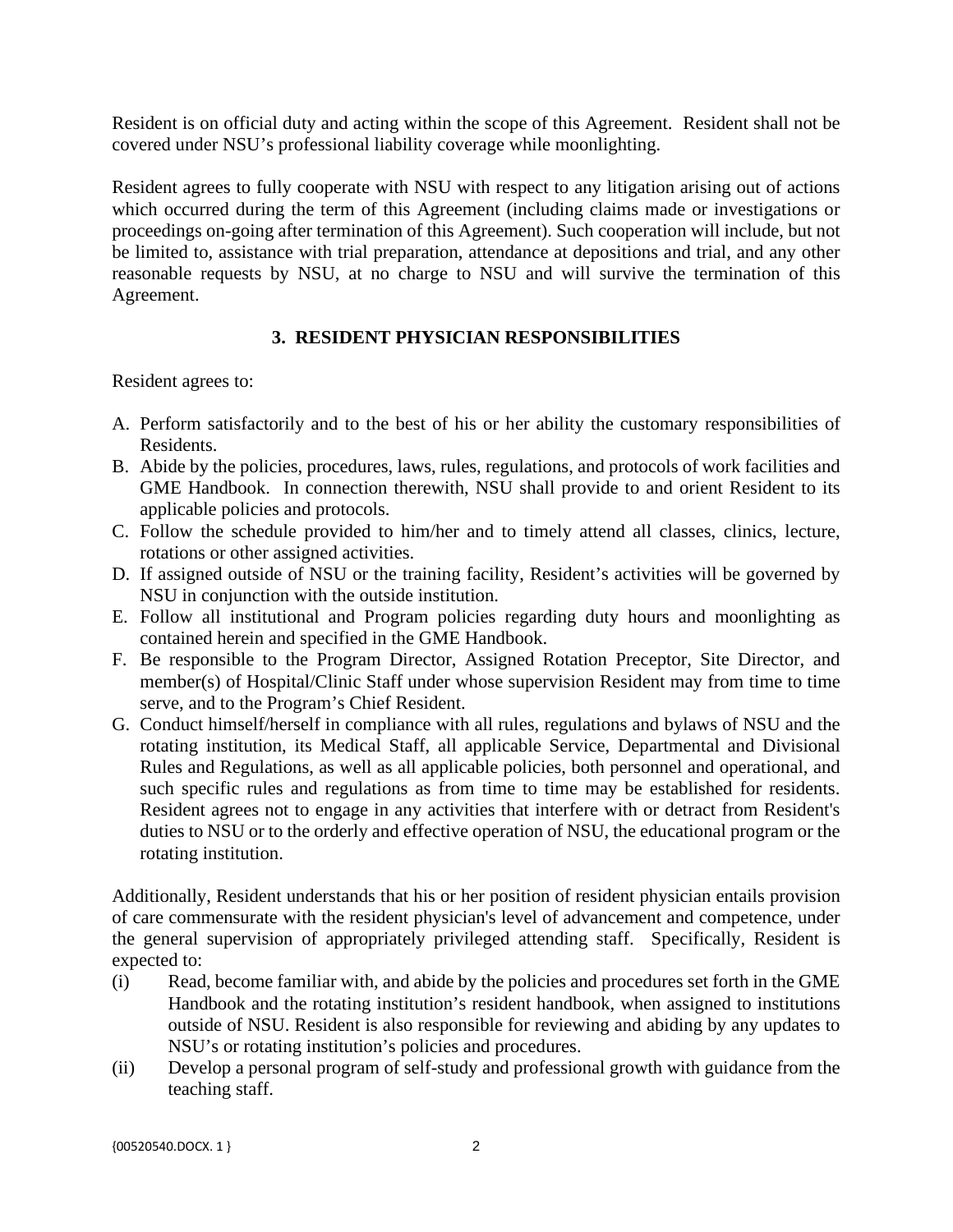Resident is on official duty and acting within the scope of this Agreement. Resident shall not be covered under NSU's professional liability coverage while moonlighting.

Resident agrees to fully cooperate with NSU with respect to any litigation arising out of actions which occurred during the term of this Agreement (including claims made or investigations or proceedings on-going after termination of this Agreement). Such cooperation will include, but not be limited to, assistance with trial preparation, attendance at depositions and trial, and any other reasonable requests by NSU, at no charge to NSU and will survive the termination of this Agreement.

## 3. RESIDENT PHYSICIAN RESPONSIBILITIES

Resident agrees to:

A. Perform satisfactorily and to the best of his or her ability the customary responsibilities of Residents.
B. Abide by the policies, procedures, laws, rules, regulations, and protocols of work facilities and GME Handbook. In connection therewith, NSU shall provide to and orient Resident to its applicable policies and protocols.
C. Follow the schedule provided to him/her and to timely attend all classes, clinics, lecture, rotations or other assigned activities.
D. If assigned outside of NSU or the training facility, Resident's activities will be governed by NSU in conjunction with the outside institution.
E. Follow all institutional and Program policies regarding duty hours and moonlighting as contained herein and specified in the GME Handbook.
F. Be responsible to the Program Director, Assigned Rotation Preceptor, Site Director, and member(s) of Hospital/Clinic Staff under whose supervision Resident may from time to time serve, and to the Program's Chief Resident.
G. Conduct himself/herself in compliance with all rules, regulations and bylaws of NSU and the rotating institution, its Medical Staff, all applicable Service, Departmental and Divisional Rules and Regulations, as well as all applicable policies, both personnel and operational, and such specific rules and regulations as from time to time may be established for residents. Resident agrees not to engage in any activities that interfere with or detract from Resident's duties to NSU or to the orderly and effective operation of NSU, the educational program or the rotating institution.

Additionally, Resident understands that his or her position of resident physician entails provision of care commensurate with the resident physician's level of advancement and competence, under the general supervision of appropriately privileged attending staff. Specifically, Resident is expected to:

(i) Read, become familiar with, and abide by the policies and procedures set forth in the GME Handbook and the rotating institution's resident handbook, when assigned to institutions outside of NSU. Resident is also responsible for reviewing and abiding by any updates to NSU's or rotating institution's policies and procedures.
(ii) Develop a personal program of self-study and professional growth with guidance from the teaching staff.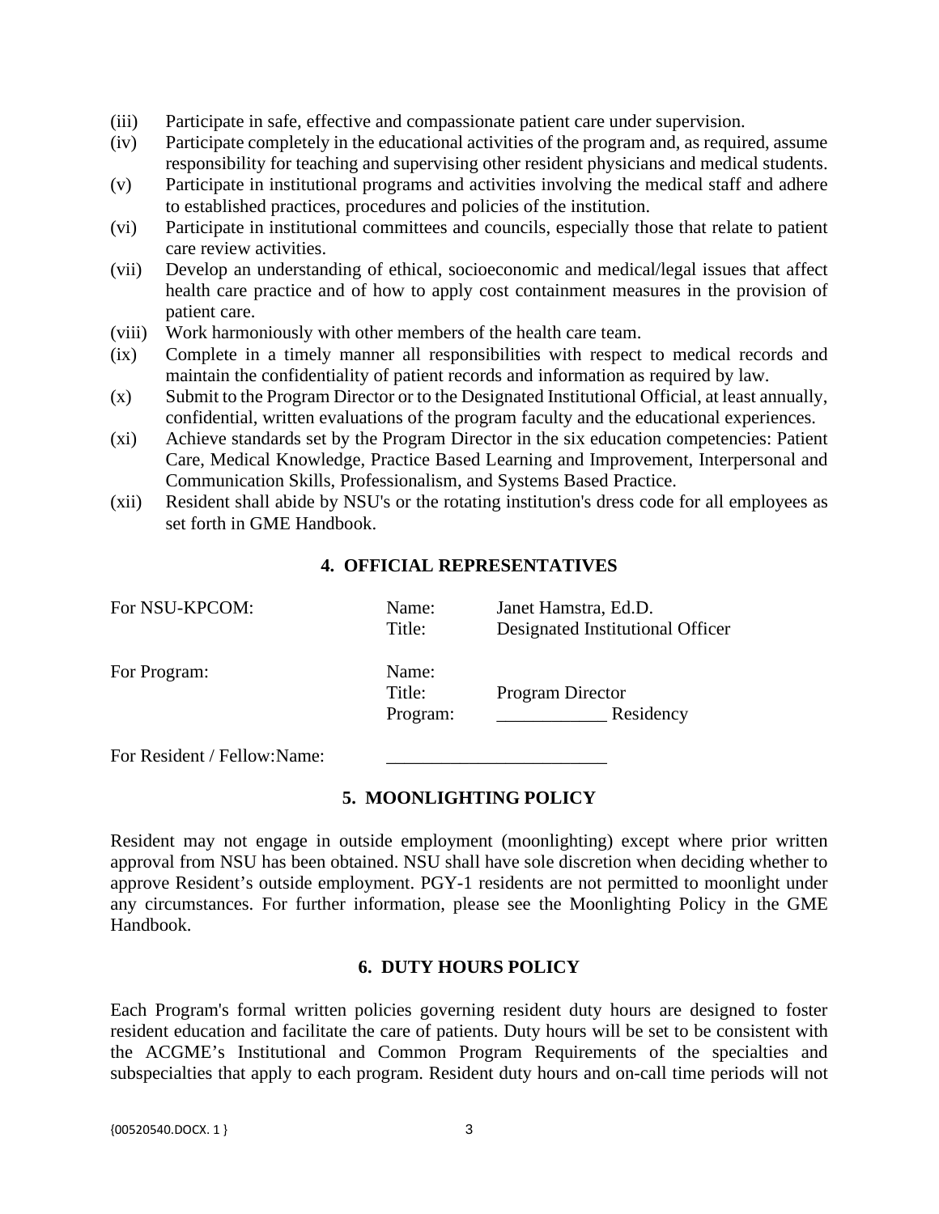(iii) Participate in safe, effective and compassionate patient care under supervision.

(iv) Participate completely in the educational activities of the program and, as required, assume responsibility for teaching and supervising other resident physicians and medical students.

(v) Participate in institutional programs and activities involving the medical staff and adhere to established practices, procedures and policies of the institution.

(vi) Participate in institutional committees and councils, especially those that relate to patient care review activities.

(vii) Develop an understanding of ethical, socioeconomic and medical/legal issues that affect health care practice and of how to apply cost containment measures in the provision of patient care.

(viii) Work harmoniously with other members of the health care team.

(ix) Complete in a timely manner all responsibilities with respect to medical records and maintain the confidentiality of patient records and information as required by law.

(x) Submit to the Program Director or to the Designated Institutional Official, at least annually, confidential, written evaluations of the program faculty and the educational experiences.

(xi) Achieve standards set by the Program Director in the six education competencies: Patient Care, Medical Knowledge, Practice Based Learning and Improvement, Interpersonal and Communication Skills, Professionalism, and Systems Based Practice.

(xii) Resident shall abide by NSU's or the rotating institution's dress code for all employees as set forth in GME Handbook.

## 4. OFFICIAL REPRESENTATIVES

| | | |
|---|---|---|
| For NSU-KPCOM: | Name: | Janet Hamstra, Ed.D. |
| | Title: | Designated Institutional Officer |
| For Program: | Name: | |
| | Title: | Program Director |
| | Program: | ____________ Residency |
| For Resident / Fellow: | Name: | ________________________ |

## 5. MOONLIGHTING POLICY

Resident may not engage in outside employment (moonlighting) except where prior written approval from NSU has been obtained. NSU shall have sole discretion when deciding whether to approve Resident's outside employment. PGY-1 residents are not permitted to moonlight under any circumstances. For further information, please see the Moonlighting Policy in the GME Handbook.

## 6. DUTY HOURS POLICY

Each Program's formal written policies governing resident duty hours are designed to foster resident education and facilitate the care of patients. Duty hours will be set to be consistent with the ACGME's Institutional and Common Program Requirements of the specialties and subspecialties that apply to each program. Resident duty hours and on-call time periods will not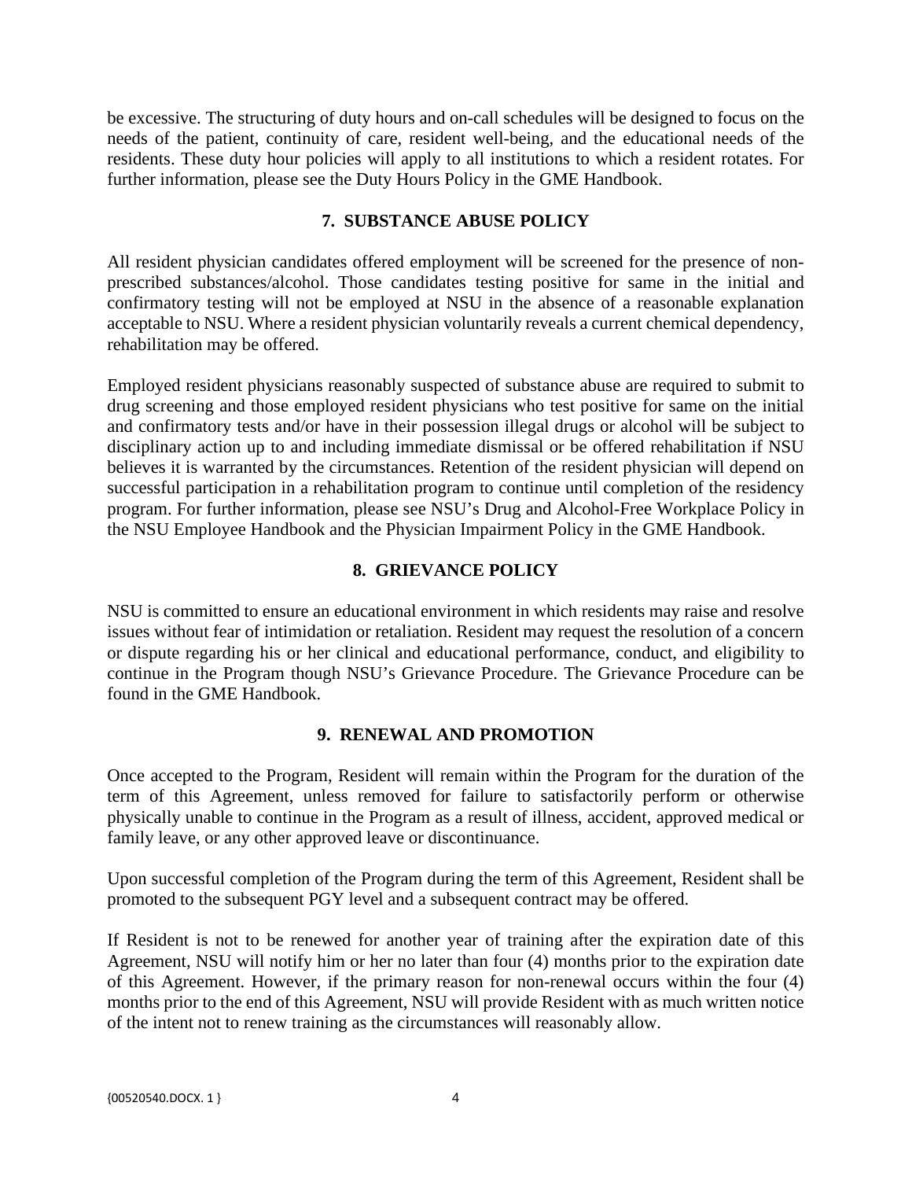be excessive. The structuring of duty hours and on-call schedules will be designed to focus on the needs of the patient, continuity of care, resident well-being, and the educational needs of the residents. These duty hour policies will apply to all institutions to which a resident rotates. For further information, please see the Duty Hours Policy in the GME Handbook.

## 7. SUBSTANCE ABUSE POLICY

All resident physician candidates offered employment will be screened for the presence of non-prescribed substances/alcohol. Those candidates testing positive for same in the initial and confirmatory testing will not be employed at NSU in the absence of a reasonable explanation acceptable to NSU. Where a resident physician voluntarily reveals a current chemical dependency, rehabilitation may be offered.

Employed resident physicians reasonably suspected of substance abuse are required to submit to drug screening and those employed resident physicians who test positive for same on the initial and confirmatory tests and/or have in their possession illegal drugs or alcohol will be subject to disciplinary action up to and including immediate dismissal or be offered rehabilitation if NSU believes it is warranted by the circumstances. Retention of the resident physician will depend on successful participation in a rehabilitation program to continue until completion of the residency program. For further information, please see NSU's Drug and Alcohol-Free Workplace Policy in the NSU Employee Handbook and the Physician Impairment Policy in the GME Handbook.

## 8. GRIEVANCE POLICY

NSU is committed to ensure an educational environment in which residents may raise and resolve issues without fear of intimidation or retaliation. Resident may request the resolution of a concern or dispute regarding his or her clinical and educational performance, conduct, and eligibility to continue in the Program though NSU's Grievance Procedure. The Grievance Procedure can be found in the GME Handbook.

## 9. RENEWAL AND PROMOTION

Once accepted to the Program, Resident will remain within the Program for the duration of the term of this Agreement, unless removed for failure to satisfactorily perform or otherwise physically unable to continue in the Program as a result of illness, accident, approved medical or family leave, or any other approved leave or discontinuance.

Upon successful completion of the Program during the term of this Agreement, Resident shall be promoted to the subsequent PGY level and a subsequent contract may be offered.

If Resident is not to be renewed for another year of training after the expiration date of this Agreement, NSU will notify him or her no later than four (4) months prior to the expiration date of this Agreement. However, if the primary reason for non-renewal occurs within the four (4) months prior to the end of this Agreement, NSU will provide Resident with as much written notice of the intent not to renew training as the circumstances will reasonably allow.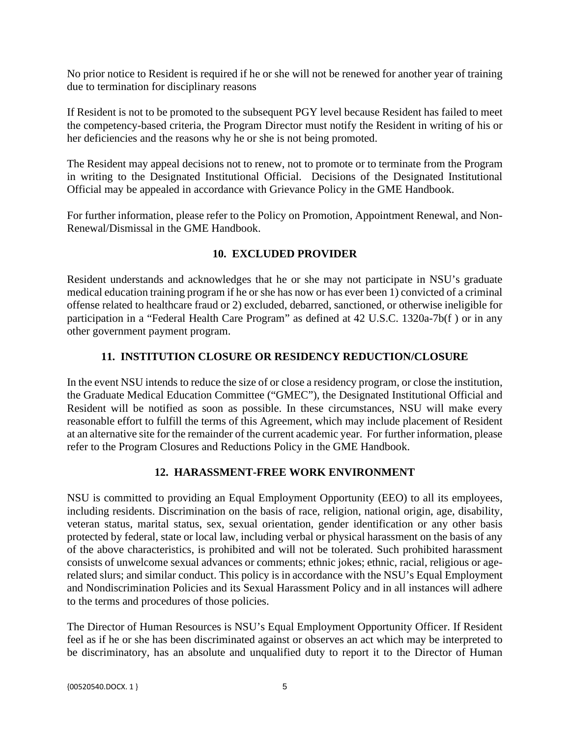No prior notice to Resident is required if he or she will not be renewed for another year of training due to termination for disciplinary reasons

If Resident is not to be promoted to the subsequent PGY level because Resident has failed to meet the competency-based criteria, the Program Director must notify the Resident in writing of his or her deficiencies and the reasons why he or she is not being promoted.

The Resident may appeal decisions not to renew, not to promote or to terminate from the Program in writing to the Designated Institutional Official. Decisions of the Designated Institutional Official may be appealed in accordance with Grievance Policy in the GME Handbook.

For further information, please refer to the Policy on Promotion, Appointment Renewal, and Non-Renewal/Dismissal in the GME Handbook.

## 10. EXCLUDED PROVIDER

Resident understands and acknowledges that he or she may not participate in NSU's graduate medical education training program if he or she has now or has ever been 1) convicted of a criminal offense related to healthcare fraud or 2) excluded, debarred, sanctioned, or otherwise ineligible for participation in a "Federal Health Care Program" as defined at 42 U.S.C. 1320a-7b(f ) or in any other government payment program.

## 11. INSTITUTION CLOSURE OR RESIDENCY REDUCTION/CLOSURE

In the event NSU intends to reduce the size of or close a residency program, or close the institution, the Graduate Medical Education Committee ("GMEC"), the Designated Institutional Official and Resident will be notified as soon as possible. In these circumstances, NSU will make every reasonable effort to fulfill the terms of this Agreement, which may include placement of Resident at an alternative site for the remainder of the current academic year. For further information, please refer to the Program Closures and Reductions Policy in the GME Handbook.

## 12. HARASSMENT-FREE WORK ENVIRONMENT

NSU is committed to providing an Equal Employment Opportunity (EEO) to all its employees, including residents. Discrimination on the basis of race, religion, national origin, age, disability, veteran status, marital status, sex, sexual orientation, gender identification or any other basis protected by federal, state or local law, including verbal or physical harassment on the basis of any of the above characteristics, is prohibited and will not be tolerated. Such prohibited harassment consists of unwelcome sexual advances or comments; ethnic jokes; ethnic, racial, religious or age-related slurs; and similar conduct. This policy is in accordance with the NSU's Equal Employment and Nondiscrimination Policies and its Sexual Harassment Policy and in all instances will adhere to the terms and procedures of those policies.

The Director of Human Resources is NSU's Equal Employment Opportunity Officer. If Resident feel as if he or she has been discriminated against or observes an act which may be interpreted to be discriminatory, has an absolute and unqualified duty to report it to the Director of Human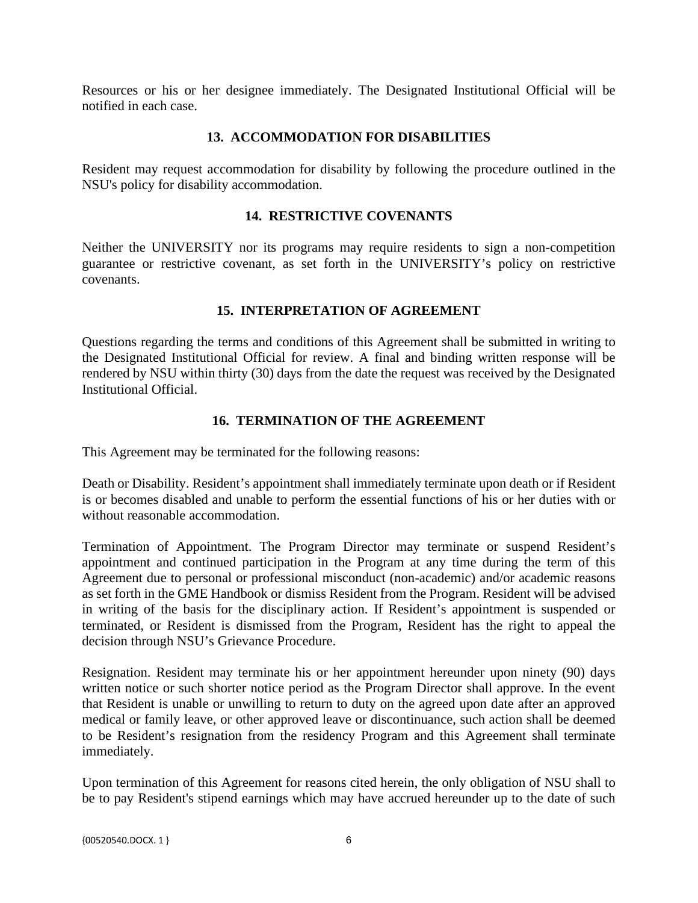Resources or his or her designee immediately. The Designated Institutional Official will be notified in each case.

## 13. ACCOMMODATION FOR DISABILITIES

Resident may request accommodation for disability by following the procedure outlined in the NSU's policy for disability accommodation.

## 14. RESTRICTIVE COVENANTS

Neither the UNIVERSITY nor its programs may require residents to sign a non-competition guarantee or restrictive covenant, as set forth in the UNIVERSITY's policy on restrictive covenants.

## 15. INTERPRETATION OF AGREEMENT

Questions regarding the terms and conditions of this Agreement shall be submitted in writing to the Designated Institutional Official for review. A final and binding written response will be rendered by NSU within thirty (30) days from the date the request was received by the Designated Institutional Official.

## 16. TERMINATION OF THE AGREEMENT

This Agreement may be terminated for the following reasons:

Death or Disability. Resident's appointment shall immediately terminate upon death or if Resident is or becomes disabled and unable to perform the essential functions of his or her duties with or without reasonable accommodation.

Termination of Appointment. The Program Director may terminate or suspend Resident's appointment and continued participation in the Program at any time during the term of this Agreement due to personal or professional misconduct (non-academic) and/or academic reasons as set forth in the GME Handbook or dismiss Resident from the Program. Resident will be advised in writing of the basis for the disciplinary action. If Resident's appointment is suspended or terminated, or Resident is dismissed from the Program, Resident has the right to appeal the decision through NSU's Grievance Procedure.

Resignation. Resident may terminate his or her appointment hereunder upon ninety (90) days written notice or such shorter notice period as the Program Director shall approve. In the event that Resident is unable or unwilling to return to duty on the agreed upon date after an approved medical or family leave, or other approved leave or discontinuance, such action shall be deemed to be Resident's resignation from the residency Program and this Agreement shall terminate immediately.

Upon termination of this Agreement for reasons cited herein, the only obligation of NSU shall to be to pay Resident's stipend earnings which may have accrued hereunder up to the date of such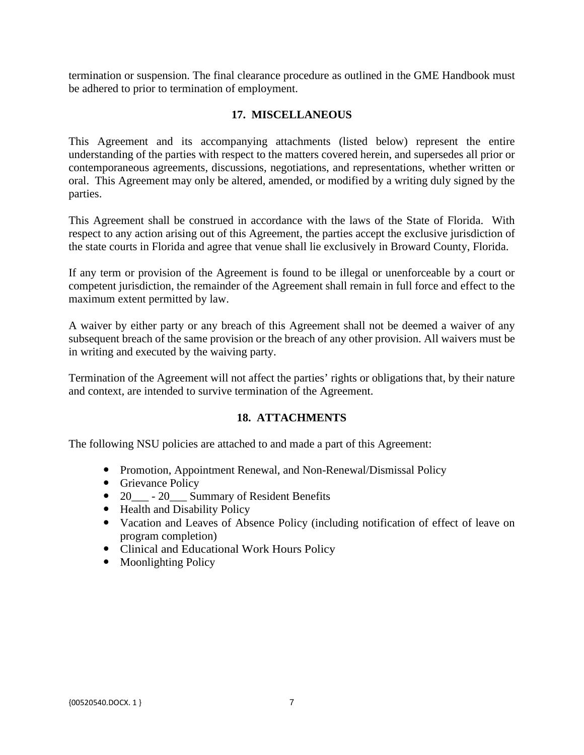termination or suspension. The final clearance procedure as outlined in the GME Handbook must be adhered to prior to termination of employment.

## 17. MISCELLANEOUS

This Agreement and its accompanying attachments (listed below) represent the entire understanding of the parties with respect to the matters covered herein, and supersedes all prior or contemporaneous agreements, discussions, negotiations, and representations, whether written or oral. This Agreement may only be altered, amended, or modified by a writing duly signed by the parties.

This Agreement shall be construed in accordance with the laws of the State of Florida. With respect to any action arising out of this Agreement, the parties accept the exclusive jurisdiction of the state courts in Florida and agree that venue shall lie exclusively in Broward County, Florida.

If any term or provision of the Agreement is found to be illegal or unenforceable by a court or competent jurisdiction, the remainder of the Agreement shall remain in full force and effect to the maximum extent permitted by law.

A waiver by either party or any breach of this Agreement shall not be deemed a waiver of any subsequent breach of the same provision or the breach of any other provision. All waivers must be in writing and executed by the waiving party.

Termination of the Agreement will not affect the parties' rights or obligations that, by their nature and context, are intended to survive termination of the Agreement.

## 18. ATTACHMENTS

The following NSU policies are attached to and made a part of this Agreement:

- Promotion, Appointment Renewal, and Non-Renewal/Dismissal Policy
- Grievance Policy
- 20___ - 20___ Summary of Resident Benefits
- Health and Disability Policy
- Vacation and Leaves of Absence Policy (including notification of effect of leave on program completion)
- Clinical and Educational Work Hours Policy
- Moonlighting Policy

{00520540.DOCX. 1 }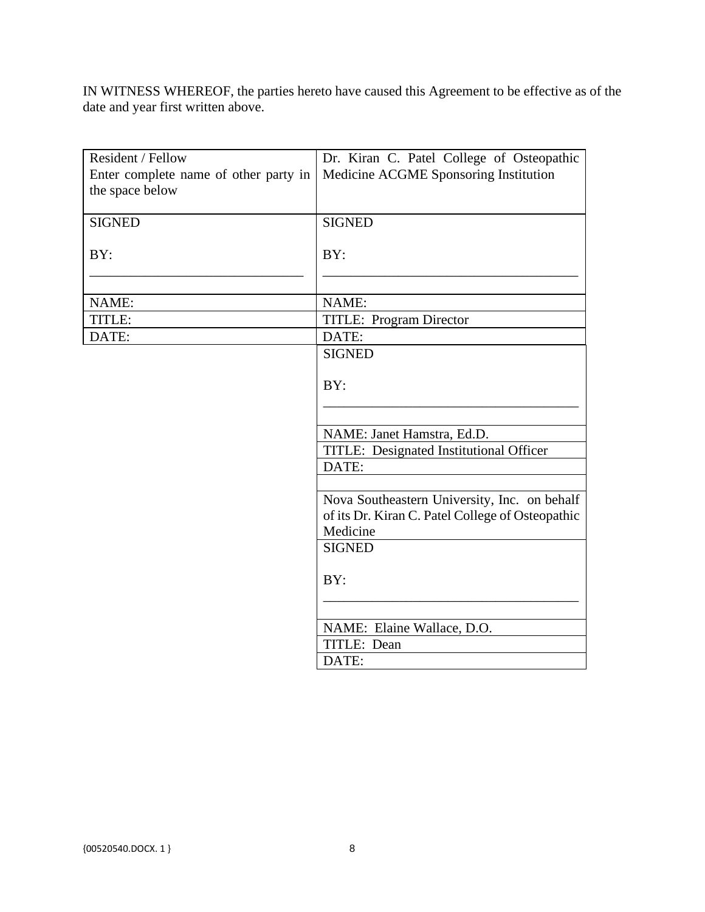IN WITNESS WHEREOF, the parties hereto have caused this Agreement to be effective as of the date and year first written above.

| | |
|---|---|
| Resident / Fellow<br>Enter complete name of other party in the space below | Dr. Kiran C. Patel College of Osteopathic Medicine ACGME Sponsoring Institution |
| SIGNED<br><br>BY: ______________________________ | SIGNED<br><br>BY: ____________________________________ |
| NAME: | NAME: |
| TITLE: | TITLE: Program Director |
| DATE: | DATE: |
| | SIGNED<br><br>BY: ____________________________________ |
| | NAME: Janet Hamstra, Ed.D. |
| | TITLE: Designated Institutional Officer |
| | DATE: |
| | |
| | Nova Southeastern University, Inc. on behalf of its Dr. Kiran C. Patel College of Osteopathic Medicine |
| | SIGNED<br><br>BY: ____________________________________ |
| | NAME: Elaine Wallace, D.O. |
| | TITLE: Dean |
| | DATE: |

{00520540.DOCX. 1 }